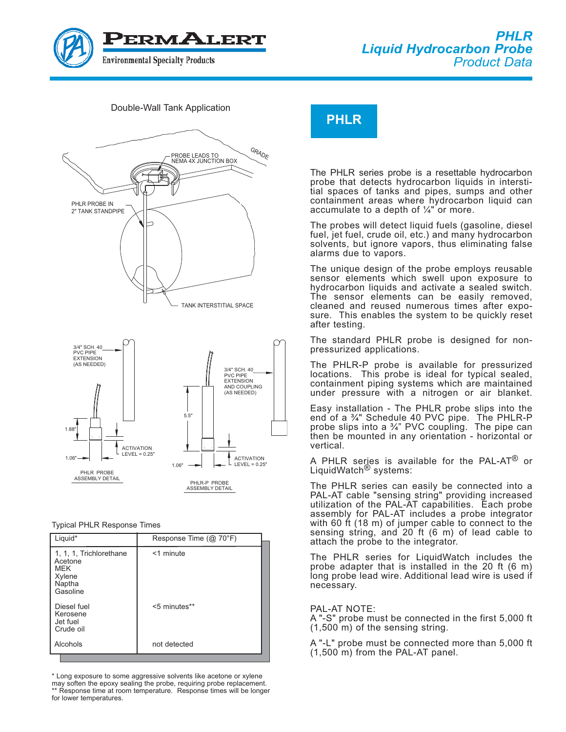# PHLR Liquid Hydrocarbon Probe Product Data

Double-Wall Tank Application

PROBE LEADS TO NEMA 4X JUNCTION BOX

GRADE

PHLR PROBE IN 2" TANK STANDPIPE

TANK INTERSTITIAL SPACE

3/4" SCH. 40 PVC PIPE EXTENSION (AS NEEDED)

1.88"

1.06"

ACTIVATION LEVEL = 0.25"

PHLR PROBE ASSEMBLY DETAIL

3/4" SCH. 40 PVC PIPE EXTENSION AND COUPLING (AS NEEDED)

5.5"

1.06"

ACTIVATION LEVEL = 0.25"

PHLR-P PROBE ASSEMBLY DETAIL

Typical PHLR Response Times

| Liquid* | Response Time (@ 70°F) |
|---|---|
| 1, 1, 1, Trichlorethane<br>Acetone<br>MEK<br>Xylene<br>Naptha<br>Gasoline | <1 minute |
| Diesel fuel<br>Kerosene<br>Jet fuel<br>Crude oil | <5 minutes** |
| Alcohols | not detected |

\* Long exposure to some aggressive solvents like acetone or xylene may soften the epoxy sealing the probe, requiring probe replacement.
\*\* Response time at room temperature. Response times will be longer for lower temperatures.

## PHLR

The PHLR series probe is a resettable hydrocarbon probe that detects hydrocarbon liquids in interstitial spaces of tanks and pipes, sumps and other containment areas where hydrocarbon liquid can accumulate to a depth of ¼" or more.

The probes will detect liquid fuels (gasoline, diesel fuel, jet fuel, crude oil, etc.) and many hydrocarbon solvents, but ignore vapors, thus eliminating false alarms due to vapors.

The unique design of the probe employs reusable sensor elements which swell upon exposure to hydrocarbon liquids and activate a sealed switch. The sensor elements can be easily removed, cleaned and reused numerous times after exposure. This enables the system to be quickly reset after testing.

The standard PHLR probe is designed for non-pressurized applications.

The PHLR-P probe is available for pressurized locations. This probe is ideal for typical sealed, containment piping systems which are maintained under pressure with a nitrogen or air blanket.

Easy installation - The PHLR probe slips into the end of a ¾" Schedule 40 PVC pipe. The PHLR-P probe slips into a ¾" PVC coupling. The pipe can then be mounted in any orientation - horizontal or vertical.

A PHLR series is available for the PAL-AT® or LiquidWatch® systems:

The PHLR series can easily be connected into a PAL-AT cable "sensing string" providing increased utilization of the PAL-AT capabilities. Each probe assembly for PAL-AT includes a probe integrator with 60 ft (18 m) of jumper cable to connect to the sensing string, and 20 ft (6 m) of lead cable to attach the probe to the integrator.

The PHLR series for LiquidWatch includes the probe adapter that is installed in the 20 ft (6 m) long probe lead wire. Additional lead wire is used if necessary.

PAL-AT NOTE:
A "-S" probe must be connected in the first 5,000 ft (1,500 m) of the sensing string.

A "-L" probe must be connected more than 5,000 ft (1,500 m) from the PAL-AT panel.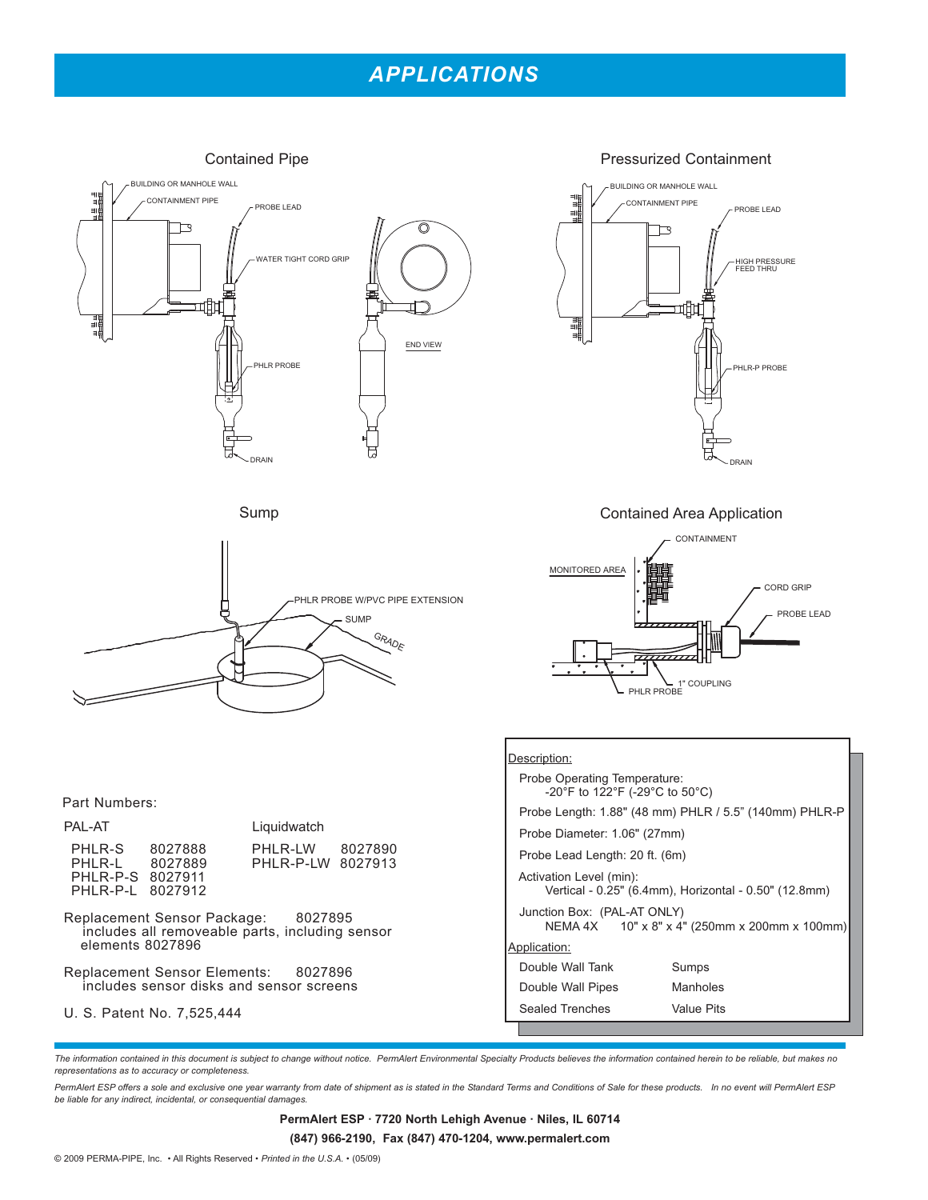## APPLICATIONS

### Contained Pipe

BUILDING OR MANHOLE WALL
CONTAINMENT PIPE
PROBE LEAD
WATER TIGHT CORD GRIP
PHLR PROBE
DRAIN
END VIEW

### Pressurized Containment

BUILDING OR MANHOLE WALL
CONTAINMENT PIPE
PROBE LEAD
HIGH PRESSURE FEED THRU
PHLR-P PROBE
DRAIN

### Sump

PHLR PROBE W/PVC PIPE EXTENSION
SUMP
GRADE

### Contained Area Application

CONTAINMENT
MONITORED AREA
CORD GRIP
PROBE LEAD
1" COUPLING
PHLR PROBE

Part Numbers:

| PAL-AT | | Liquidwatch | |
|---|---|---|---|
| PHLR-S | 8027888 | PHLR-LW | 8027890 |
| PHLR-L | 8027889 | PHLR-P-LW | 8027913 |
| PHLR-P-S | 8027911 | | |
| PHLR-P-L | 8027912 | | |

Replacement Sensor Package: 8027895
includes all removeable parts, including sensor elements 8027896

Replacement Sensor Elements: 8027896
includes sensor disks and sensor screens

U. S. Patent No. 7,525,444

Description:

Probe Operating Temperature:
-20°F to 122°F (-29°C to 50°C)

Probe Length: 1.88" (48 mm) PHLR / 5.5" (140mm) PHLR-P

Probe Diameter: 1.06" (27mm)

Probe Lead Length: 20 ft. (6m)

Activation Level (min):
Vertical - 0.25" (6.4mm), Horizontal - 0.50" (12.8mm)

Junction Box: (PAL-AT ONLY)
NEMA 4X 10" x 8" x 4" (250mm x 200mm x 100mm)

Application:

| | |
|---|---|
| Double Wall Tank | Sumps |
| Double Wall Pipes | Manholes |
| Sealed Trenches | Value Pits |

*The information contained in this document is subject to change without notice. PermAlert Environmental Specialty Products believes the information contained herein to be reliable, but makes no representations as to accuracy or completeness.*

*PermAlert ESP offers a sole and exclusive one year warranty from date of shipment as is stated in the Standard Terms and Conditions of Sale for these products. In no event will PermAlert ESP be liable for any indirect, incidental, or consequential damages.*

**PermAlert ESP · 7720 North Lehigh Avenue · Niles, IL 60714**

**(847) 966-2190, Fax (847) 470-1204, www.permalert.com**

© 2009 PERMA-PIPE, Inc. • All Rights Reserved • *Printed in the U.S.A.* • (05/09)